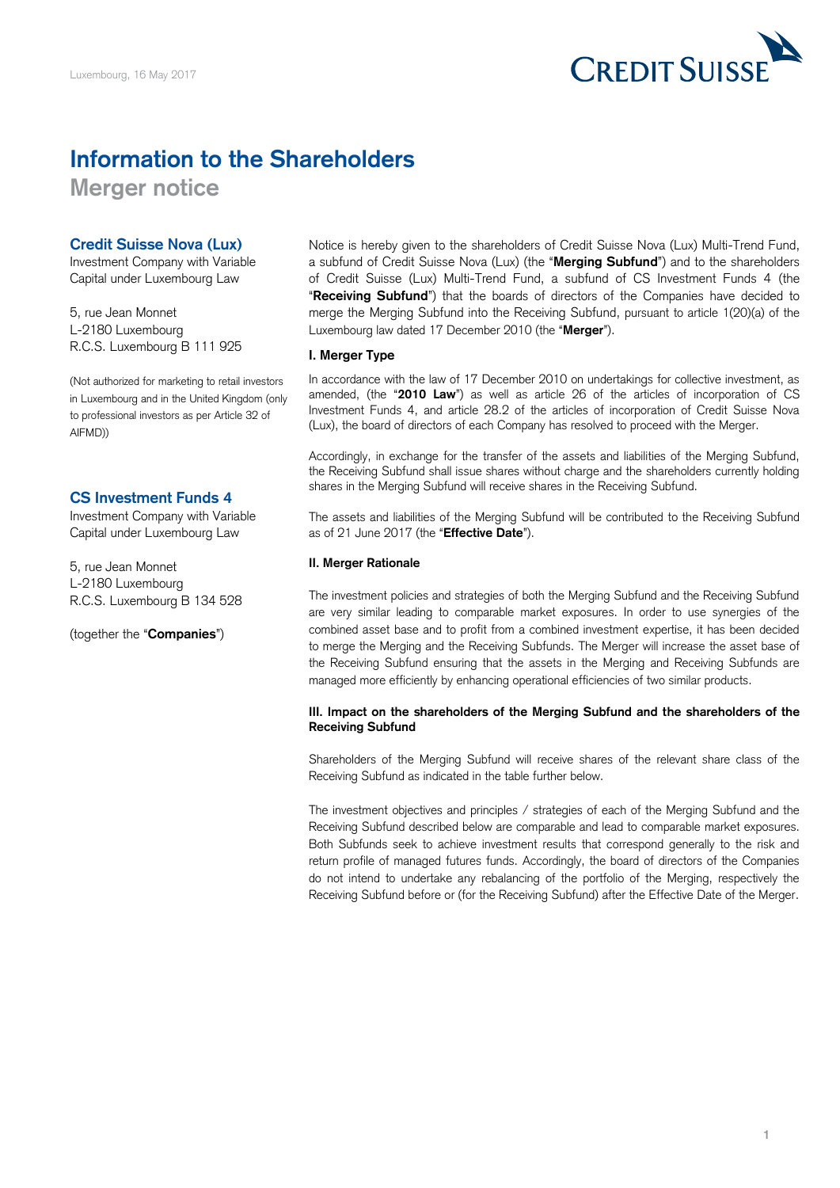Luxembourg, 16 May 2017

# Information to the Shareholders

## Merger notice

### Credit Suisse Nova (Lux)

Investment Company with Variable Capital under Luxembourg Law

5, rue Jean Monnet
L-2180 Luxembourg
R.C.S. Luxembourg B 111 925

(Not authorized for marketing to retail investors in Luxembourg and in the United Kingdom (only to professional investors as per Article 32 of AIFMD))

### CS Investment Funds 4

Investment Company with Variable Capital under Luxembourg Law

5, rue Jean Monnet
L-2180 Luxembourg
R.C.S. Luxembourg B 134 528

(together the "**Companies**")

Notice is hereby given to the shareholders of Credit Suisse Nova (Lux) Multi-Trend Fund, a subfund of Credit Suisse Nova (Lux) (the "**Merging Subfund**") and to the shareholders of Credit Suisse (Lux) Multi-Trend Fund, a subfund of CS Investment Funds 4 (the "**Receiving Subfund**") that the boards of directors of the Companies have decided to merge the Merging Subfund into the Receiving Subfund, pursuant to article 1(20)(a) of the Luxembourg law dated 17 December 2010 (the "**Merger**").

#### I. Merger Type

In accordance with the law of 17 December 2010 on undertakings for collective investment, as amended, (the "**2010 Law**") as well as article 26 of the articles of incorporation of CS Investment Funds 4, and article 28.2 of the articles of incorporation of Credit Suisse Nova (Lux), the board of directors of each Company has resolved to proceed with the Merger.

Accordingly, in exchange for the transfer of the assets and liabilities of the Merging Subfund, the Receiving Subfund shall issue shares without charge and the shareholders currently holding shares in the Merging Subfund will receive shares in the Receiving Subfund.

The assets and liabilities of the Merging Subfund will be contributed to the Receiving Subfund as of 21 June 2017 (the "**Effective Date**").

#### II. Merger Rationale

The investment policies and strategies of both the Merging Subfund and the Receiving Subfund are very similar leading to comparable market exposures. In order to use synergies of the combined asset base and to profit from a combined investment expertise, it has been decided to merge the Merging and the Receiving Subfunds. The Merger will increase the asset base of the Receiving Subfund ensuring that the assets in the Merging and Receiving Subfunds are managed more efficiently by enhancing operational efficiencies of two similar products.

#### III. Impact on the shareholders of the Merging Subfund and the shareholders of the Receiving Subfund

Shareholders of the Merging Subfund will receive shares of the relevant share class of the Receiving Subfund as indicated in the table further below.

The investment objectives and principles / strategies of each of the Merging Subfund and the Receiving Subfund described below are comparable and lead to comparable market exposures. Both Subfunds seek to achieve investment results that correspond generally to the risk and return profile of managed futures funds. Accordingly, the board of directors of the Companies do not intend to undertake any rebalancing of the portfolio of the Merging, respectively the Receiving Subfund before or (for the Receiving Subfund) after the Effective Date of the Merger.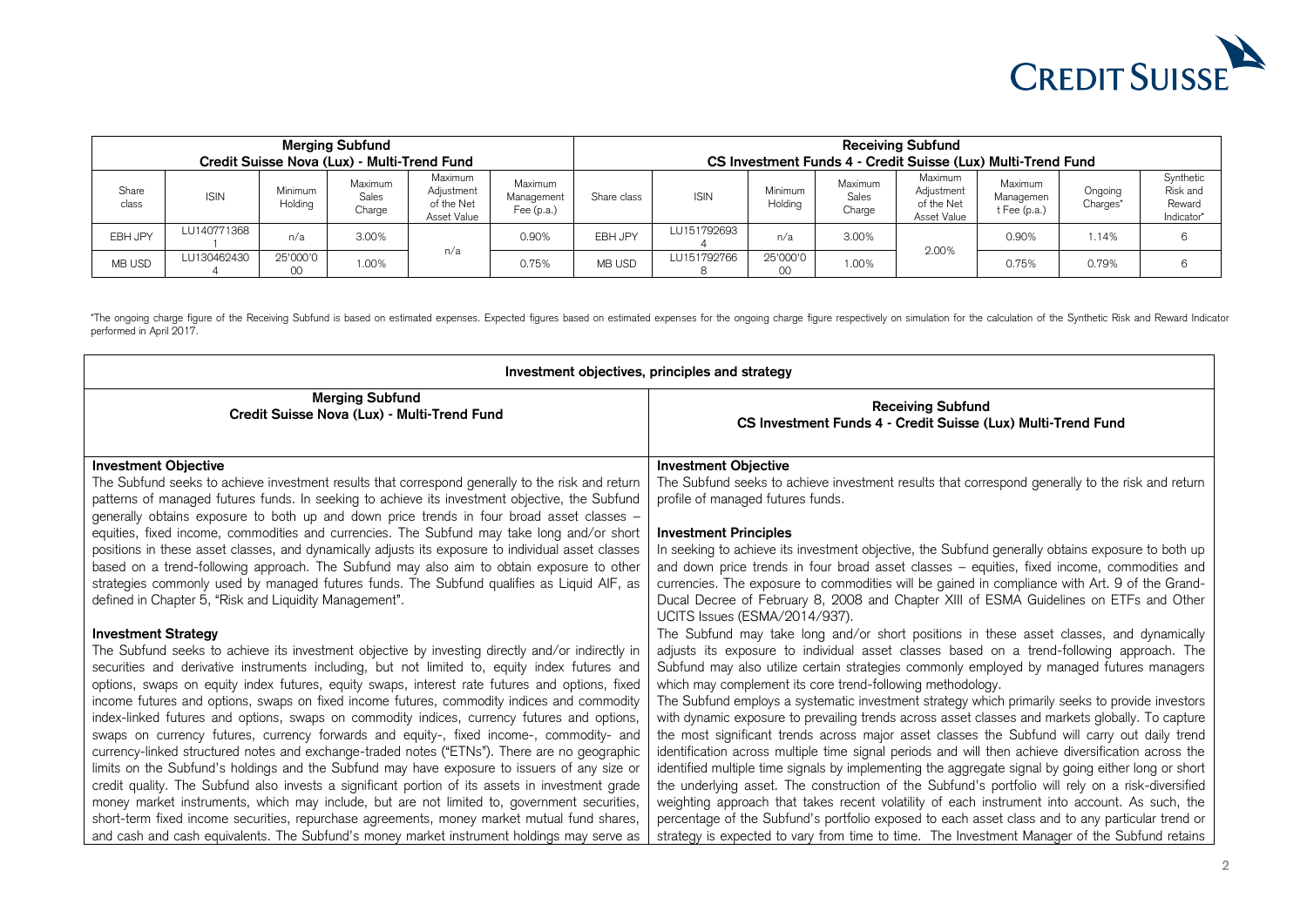| Merging Subfund Credit Suisse Nova (Lux) - Multi-Trend Fund | | | | | | Receiving Subfund CS Investment Funds 4 - Credit Suisse (Lux) Multi-Trend Fund | | | | | | | |
|---|---|---|---|---|---|---|---|---|---|---|---|---|---|
| Share class | ISIN | Minimum Holding | Maximum Sales Charge | Maximum Adjustment of the Net Asset Value | Maximum Management Fee (p.a.) | Share class | ISIN | Minimum Holding | Maximum Sales Charge | Maximum Adjustment of the Net Asset Value | Maximum Management Fee (p.a.) | Ongoing Charges* | Synthetic Risk and Reward Indicator* |
| EBH JPY | LU1407713681 | n/a | 3.00% | n/a | 0.90% | EBH JPY | LU1517926934 | n/a | 3.00% | 2.00% | 0.90% | 1.14% | 6 |
| MB USD | LU1304624304 | 25'000'000 | 1.00% | | 0.75% | MB USD | LU1517927668 | 25'000'000 | 1.00% | | 0.75% | 0.79% | 6 |

*The ongoing charge figure of the Receiving Subfund is based on estimated expenses. Expected figures based on estimated expenses for the ongoing charge figure respectively on simulation for the calculation of the Synthetic Risk and Reward Indicator performed in April 2017.

## Investment objectives, principles and strategy

### Merging Subfund
### Credit Suisse Nova (Lux) - Multi-Trend Fund

**Investment Objective**

The Subfund seeks to achieve investment results that correspond generally to the risk and return patterns of managed futures funds. In seeking to achieve its investment objective, the Subfund generally obtains exposure to both up and down price trends in four broad asset classes – equities, fixed income, commodities and currencies. The Subfund may take long and/or short positions in these asset classes, and dynamically adjusts its exposure to individual asset classes based on a trend-following approach. The Subfund may also aim to obtain exposure to other strategies commonly used by managed futures funds. The Subfund qualifies as Liquid AIF, as defined in Chapter 5, "Risk and Liquidity Management".

**Investment Strategy**

The Subfund seeks to achieve its investment objective by investing directly and/or indirectly in securities and derivative instruments including, but not limited to, equity index futures and options, swaps on equity index futures, equity swaps, interest rate futures and options, fixed income futures and options, swaps on fixed income futures, commodity indices and commodity index-linked futures and options, swaps on commodity indices, currency futures and options, swaps on currency futures, currency forwards and equity-, fixed income-, commodity- and currency-linked structured notes and exchange-traded notes ("ETNs"). There are no geographic limits on the Subfund's holdings and the Subfund may have exposure to issuers of any size or credit quality. The Subfund also invests a significant portion of its assets in investment grade money market instruments, which may include, but are not limited to, government securities, short-term fixed income securities, repurchase agreements, money market mutual fund shares, and cash and cash equivalents. The Subfund's money market instrument holdings may serve as

### Receiving Subfund
### CS Investment Funds 4 - Credit Suisse (Lux) Multi-Trend Fund

**Investment Objective**

The Subfund seeks to achieve investment results that correspond generally to the risk and return profile of managed futures funds.

**Investment Principles**

In seeking to achieve its investment objective, the Subfund generally obtains exposure to both up and down price trends in four broad asset classes – equities, fixed income, commodities and currencies. The exposure to commodities will be gained in compliance with Art. 9 of the Grand-Ducal Decree of February 8, 2008 and Chapter XIII of ESMA Guidelines on ETFs and Other UCITS Issues (ESMA/2014/937).

The Subfund may take long and/or short positions in these asset classes, and dynamically adjusts its exposure to individual asset classes based on a trend-following approach. The Subfund may also utilize certain strategies commonly employed by managed futures managers which may complement its core trend-following methodology.

The Subfund employs a systematic investment strategy which primarily seeks to provide investors with dynamic exposure to prevailing trends across asset classes and markets globally. To capture the most significant trends across major asset classes the Subfund will carry out daily trend identification across multiple time signal periods and will then achieve diversification across the identified multiple time signals by implementing the aggregate signal by going either long or short the underlying asset. The construction of the Subfund's portfolio will rely on a risk-diversified weighting approach that takes recent volatility of each instrument into account. As such, the percentage of the Subfund's portfolio exposed to each asset class and to any particular trend or strategy is expected to vary from time to time. The Investment Manager of the Subfund retains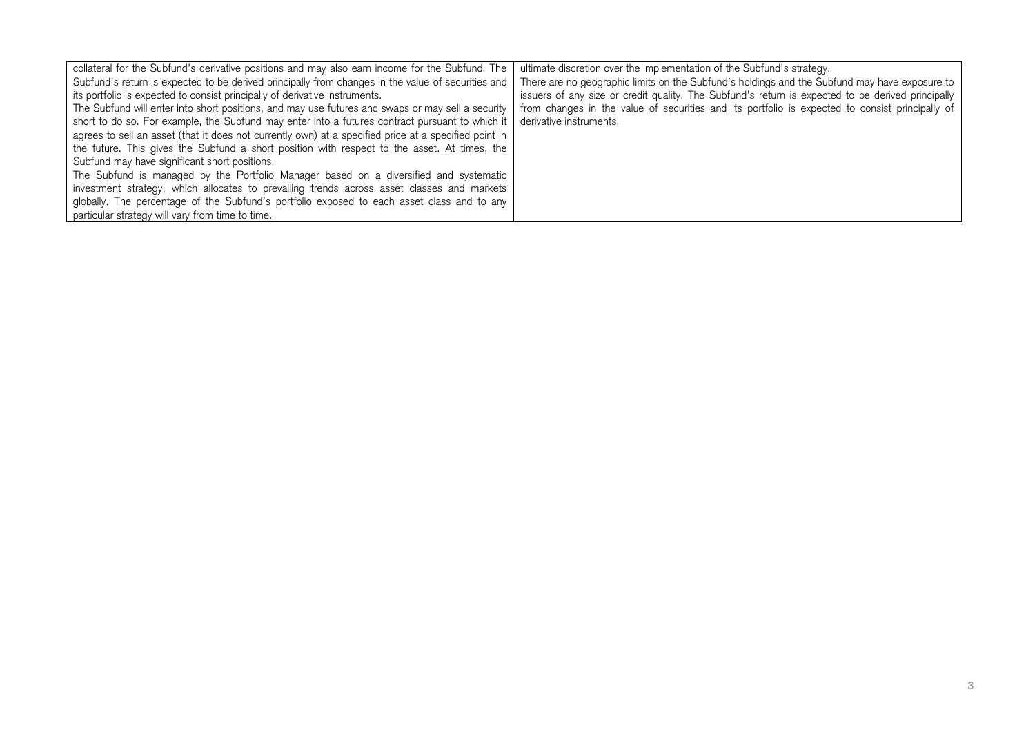| | |
|---|---|
| collateral for the Subfund's derivative positions and may also earn income for the Subfund. The Subfund's return is expected to be derived principally from changes in the value of securities and its portfolio is expected to consist principally of derivative instruments.<br>The Subfund will enter into short positions, and may use futures and swaps or may sell a security short to do so. For example, the Subfund may enter into a futures contract pursuant to which it agrees to sell an asset (that it does not currently own) at a specified price at a specified point in the future. This gives the Subfund a short position with respect to the asset. At times, the Subfund may have significant short positions.<br>The Subfund is managed by the Portfolio Manager based on a diversified and systematic investment strategy, which allocates to prevailing trends across asset classes and markets globally. The percentage of the Subfund's portfolio exposed to each asset class and to any particular strategy will vary from time to time. | ultimate discretion over the implementation of the Subfund's strategy.<br>There are no geographic limits on the Subfund's holdings and the Subfund may have exposure to issuers of any size or credit quality. The Subfund's return is expected to be derived principally from changes in the value of securities and its portfolio is expected to consist principally of derivative instruments. |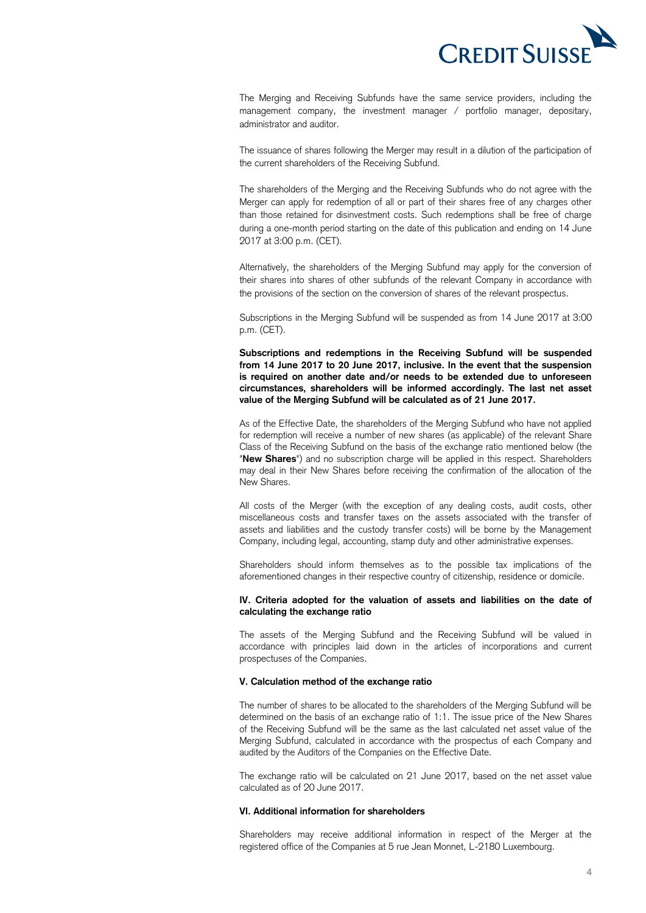The Merging and Receiving Subfunds have the same service providers, including the management company, the investment manager / portfolio manager, depositary, administrator and auditor.

The issuance of shares following the Merger may result in a dilution of the participation of the current shareholders of the Receiving Subfund.

The shareholders of the Merging and the Receiving Subfunds who do not agree with the Merger can apply for redemption of all or part of their shares free of any charges other than those retained for disinvestment costs. Such redemptions shall be free of charge during a one-month period starting on the date of this publication and ending on 14 June 2017 at 3:00 p.m. (CET).

Alternatively, the shareholders of the Merging Subfund may apply for the conversion of their shares into shares of other subfunds of the relevant Company in accordance with the provisions of the section on the conversion of shares of the relevant prospectus.

Subscriptions in the Merging Subfund will be suspended as from 14 June 2017 at 3:00 p.m. (CET).

**Subscriptions and redemptions in the Receiving Subfund will be suspended from 14 June 2017 to 20 June 2017, inclusive. In the event that the suspension is required on another date and/or needs to be extended due to unforeseen circumstances, shareholders will be informed accordingly. The last net asset value of the Merging Subfund will be calculated as of 21 June 2017.**

As of the Effective Date, the shareholders of the Merging Subfund who have not applied for redemption will receive a number of new shares (as applicable) of the relevant Share Class of the Receiving Subfund on the basis of the exchange ratio mentioned below (the "**New Shares**") and no subscription charge will be applied in this respect. Shareholders may deal in their New Shares before receiving the confirmation of the allocation of the New Shares.

All costs of the Merger (with the exception of any dealing costs, audit costs, other miscellaneous costs and transfer taxes on the assets associated with the transfer of assets and liabilities and the custody transfer costs) will be borne by the Management Company, including legal, accounting, stamp duty and other administrative expenses.

Shareholders should inform themselves as to the possible tax implications of the aforementioned changes in their respective country of citizenship, residence or domicile.

### IV. Criteria adopted for the valuation of assets and liabilities on the date of calculating the exchange ratio

The assets of the Merging Subfund and the Receiving Subfund will be valued in accordance with principles laid down in the articles of incorporations and current prospectuses of the Companies.

### V. Calculation method of the exchange ratio

The number of shares to be allocated to the shareholders of the Merging Subfund will be determined on the basis of an exchange ratio of 1:1. The issue price of the New Shares of the Receiving Subfund will be the same as the last calculated net asset value of the Merging Subfund, calculated in accordance with the prospectus of each Company and audited by the Auditors of the Companies on the Effective Date.

The exchange ratio will be calculated on 21 June 2017, based on the net asset value calculated as of 20 June 2017.

### VI. Additional information for shareholders

Shareholders may receive additional information in respect of the Merger at the registered office of the Companies at 5 rue Jean Monnet, L-2180 Luxembourg.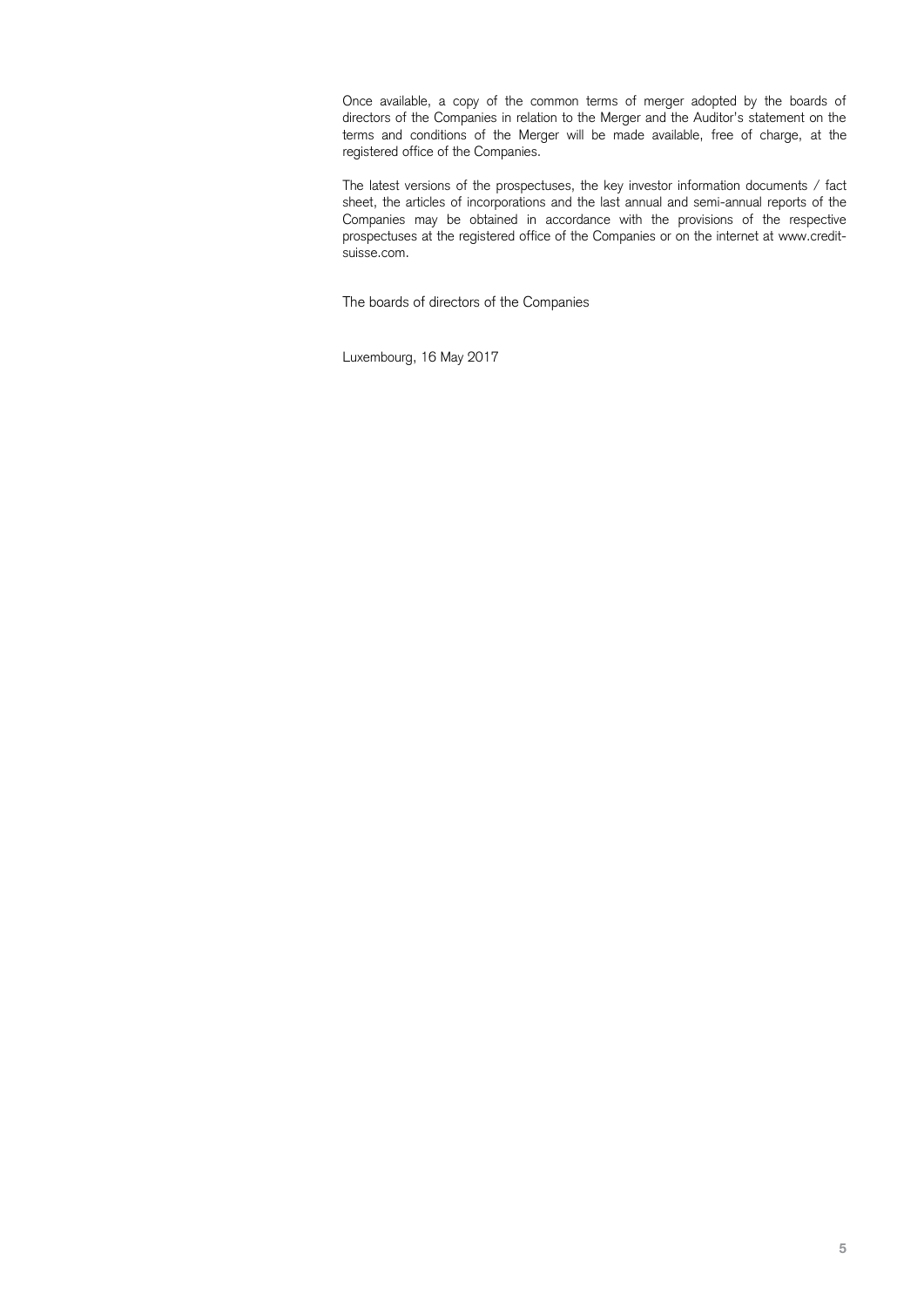Once available, a copy of the common terms of merger adopted by the boards of directors of the Companies in relation to the Merger and the Auditor's statement on the terms and conditions of the Merger will be made available, free of charge, at the registered office of the Companies.

The latest versions of the prospectuses, the key investor information documents / fact sheet, the articles of incorporations and the last annual and semi-annual reports of the Companies may be obtained in accordance with the provisions of the respective prospectuses at the registered office of the Companies or on the internet at www.credit-suisse.com.

The boards of directors of the Companies

Luxembourg, 16 May 2017